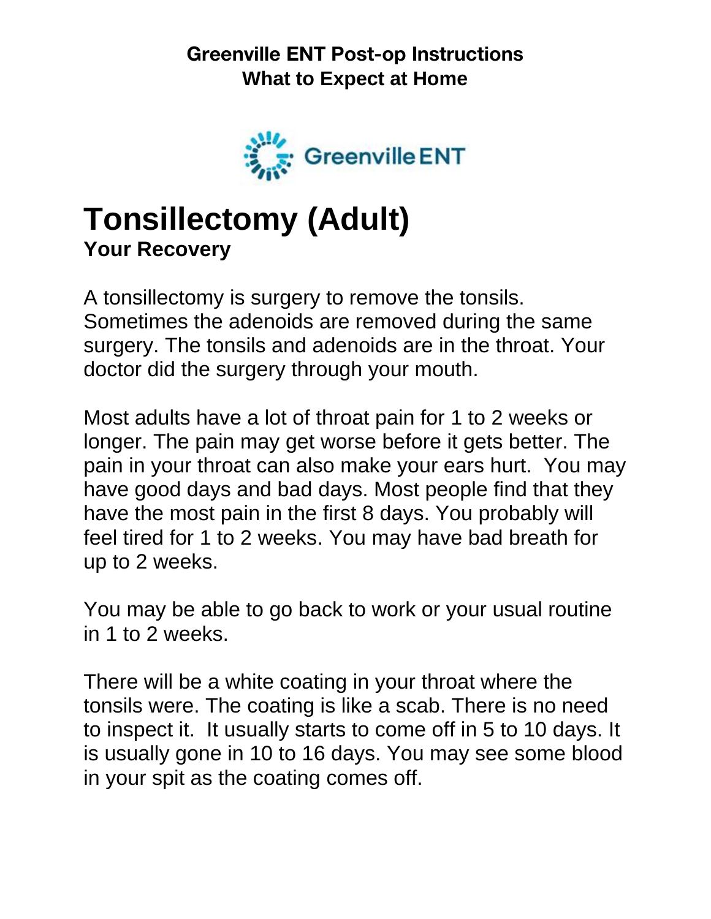**Greenville ENT Post-op Instructions**
**What to Expect at Home**

Greenville ENT

# Tonsillectomy (Adult)

### Your Recovery

A tonsillectomy is surgery to remove the tonsils. Sometimes the adenoids are removed during the same surgery. The tonsils and adenoids are in the throat. Your doctor did the surgery through your mouth.

Most adults have a lot of throat pain for 1 to 2 weeks or longer. The pain may get worse before it gets better. The pain in your throat can also make your ears hurt. You may have good days and bad days. Most people find that they have the most pain in the first 8 days. You probably will feel tired for 1 to 2 weeks. You may have bad breath for up to 2 weeks.

You may be able to go back to work or your usual routine in 1 to 2 weeks.

There will be a white coating in your throat where the tonsils were. The coating is like a scab. There is no need to inspect it. It usually starts to come off in 5 to 10 days. It is usually gone in 10 to 16 days. You may see some blood in your spit as the coating comes off.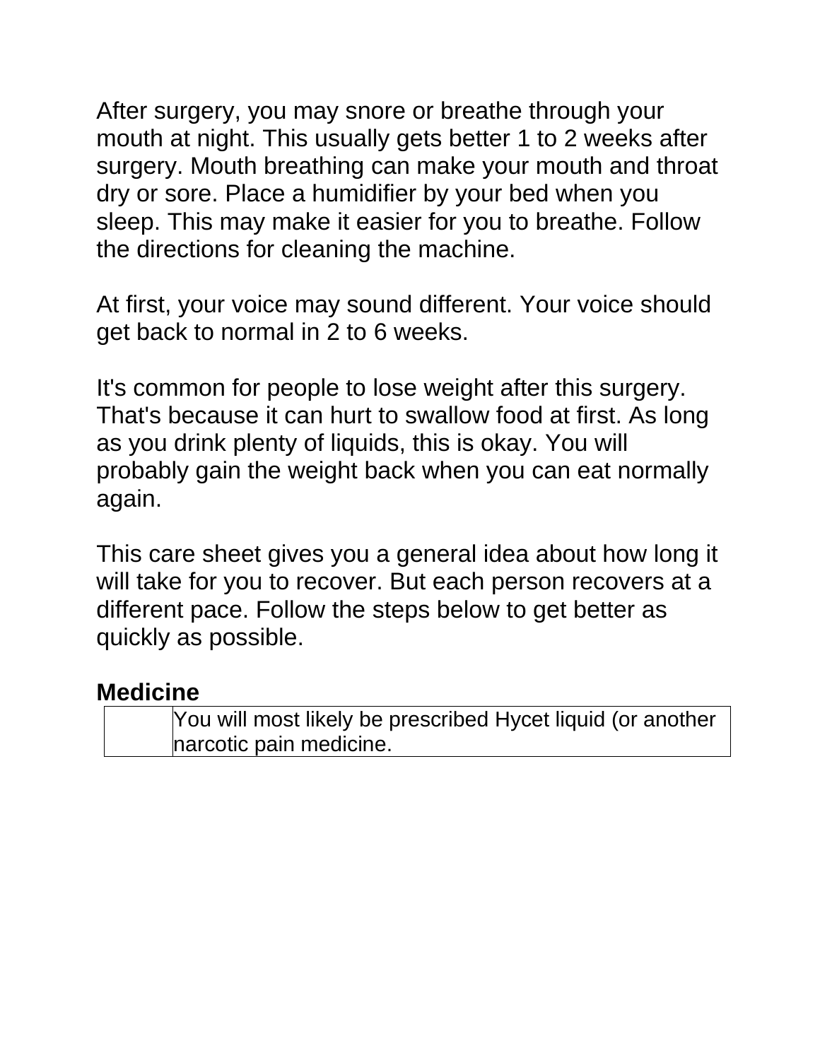After surgery, you may snore or breathe through your mouth at night. This usually gets better 1 to 2 weeks after surgery. Mouth breathing can make your mouth and throat dry or sore. Place a humidifier by your bed when you sleep. This may make it easier for you to breathe. Follow the directions for cleaning the machine.

At first, your voice may sound different. Your voice should get back to normal in 2 to 6 weeks.

It's common for people to lose weight after this surgery. That's because it can hurt to swallow food at first. As long as you drink plenty of liquids, this is okay. You will probably gain the weight back when you can eat normally again.

This care sheet gives you a general idea about how long it will take for you to recover. But each person recovers at a different pace. Follow the steps below to get better as quickly as possible.

## Medicine

| | |
|---|---|
| | You will most likely be prescribed Hycet liquid (or another narcotic pain medicine. |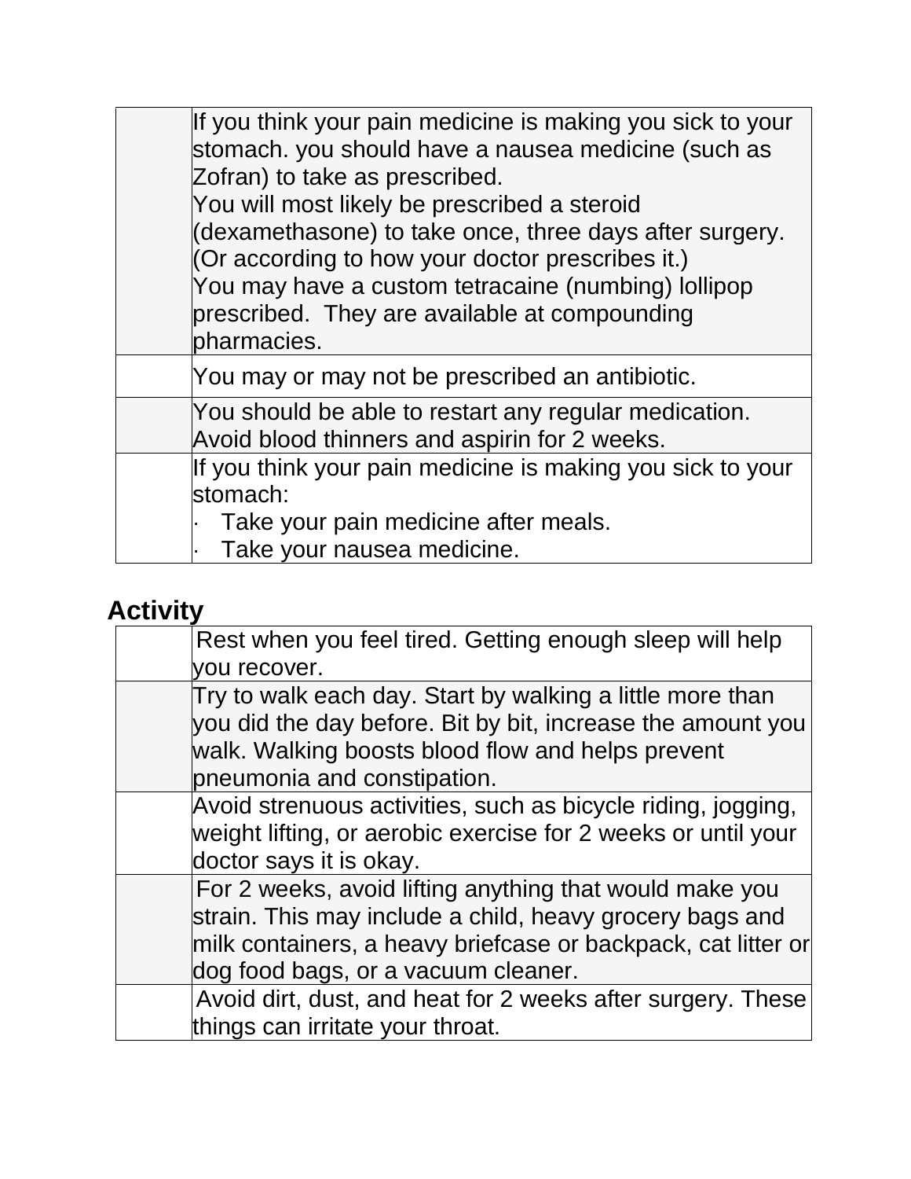| | |
|---|---|
| | If you think your pain medicine is making you sick to your stomach. you should have a nausea medicine (such as Zofran) to take as prescribed.<br>You will most likely be prescribed a steroid (dexamethasone) to take once, three days after surgery. (Or according to how your doctor prescribes it.)<br>You may have a custom tetracaine (numbing) lollipop prescribed. They are available at compounding pharmacies. |
| | You may or may not be prescribed an antibiotic. |
| | You should be able to restart any regular medication. Avoid blood thinners and aspirin for 2 weeks. |
| | If you think your pain medicine is making you sick to your stomach:<br>· Take your pain medicine after meals.<br>· Take your nausea medicine. |

## Activity

| | |
|---|---|
| | Rest when you feel tired. Getting enough sleep will help you recover. |
| | Try to walk each day. Start by walking a little more than you did the day before. Bit by bit, increase the amount you walk. Walking boosts blood flow and helps prevent pneumonia and constipation. |
| | Avoid strenuous activities, such as bicycle riding, jogging, weight lifting, or aerobic exercise for 2 weeks or until your doctor says it is okay. |
| | For 2 weeks, avoid lifting anything that would make you strain. This may include a child, heavy grocery bags and milk containers, a heavy briefcase or backpack, cat litter or dog food bags, or a vacuum cleaner. |
| | Avoid dirt, dust, and heat for 2 weeks after surgery. These things can irritate your throat. |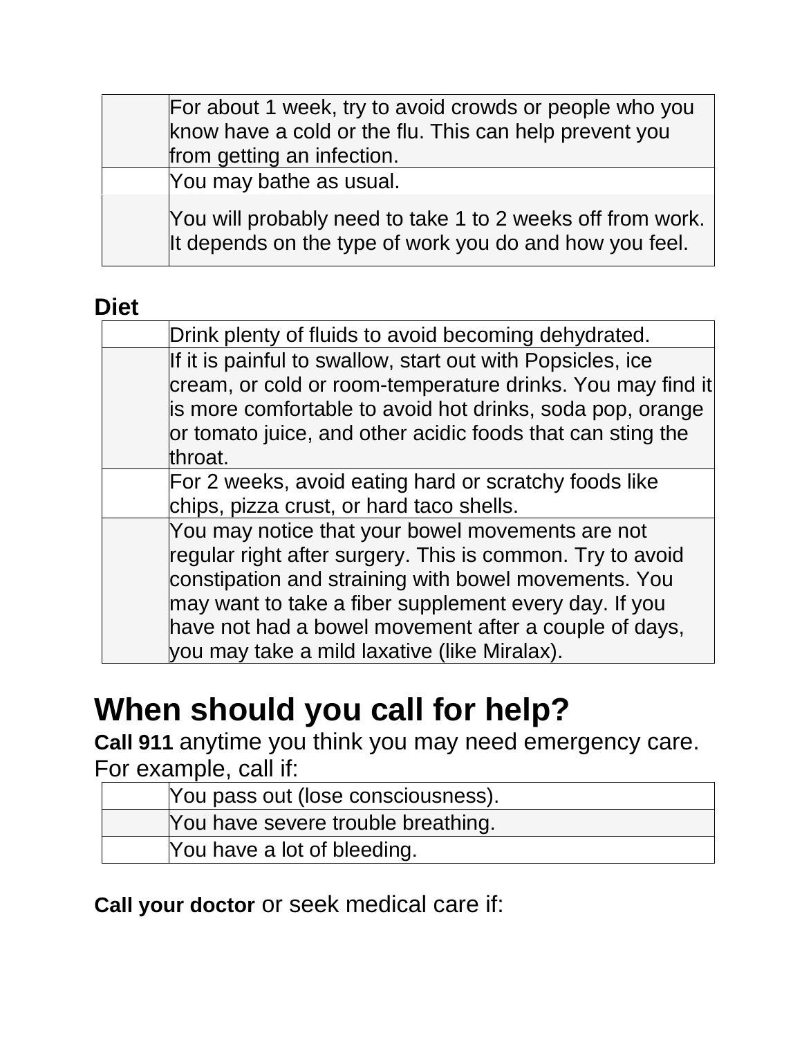| | |
|---|---|
| | For about 1 week, try to avoid crowds or people who you know have a cold or the flu. This can help prevent you from getting an infection. |
| | You may bathe as usual. |
| | You will probably need to take 1 to 2 weeks off from work. It depends on the type of work you do and how you feel. |

**Diet**

| | |
|---|---|
| | Drink plenty of fluids to avoid becoming dehydrated. |
| | If it is painful to swallow, start out with Popsicles, ice cream, or cold or room-temperature drinks. You may find it is more comfortable to avoid hot drinks, soda pop, orange or tomato juice, and other acidic foods that can sting the throat. |
| | For 2 weeks, avoid eating hard or scratchy foods like chips, pizza crust, or hard taco shells. |
| | You may notice that your bowel movements are not regular right after surgery. This is common. Try to avoid constipation and straining with bowel movements. You may want to take a fiber supplement every day. If you have not had a bowel movement after a couple of days, you may take a mild laxative (like Miralax). |

# When should you call for help?

**Call 911** anytime you think you may need emergency care. For example, call if:

| | |
|---|---|
| | You pass out (lose consciousness). |
| | You have severe trouble breathing. |
| | You have a lot of bleeding. |

**Call your doctor** or seek medical care if: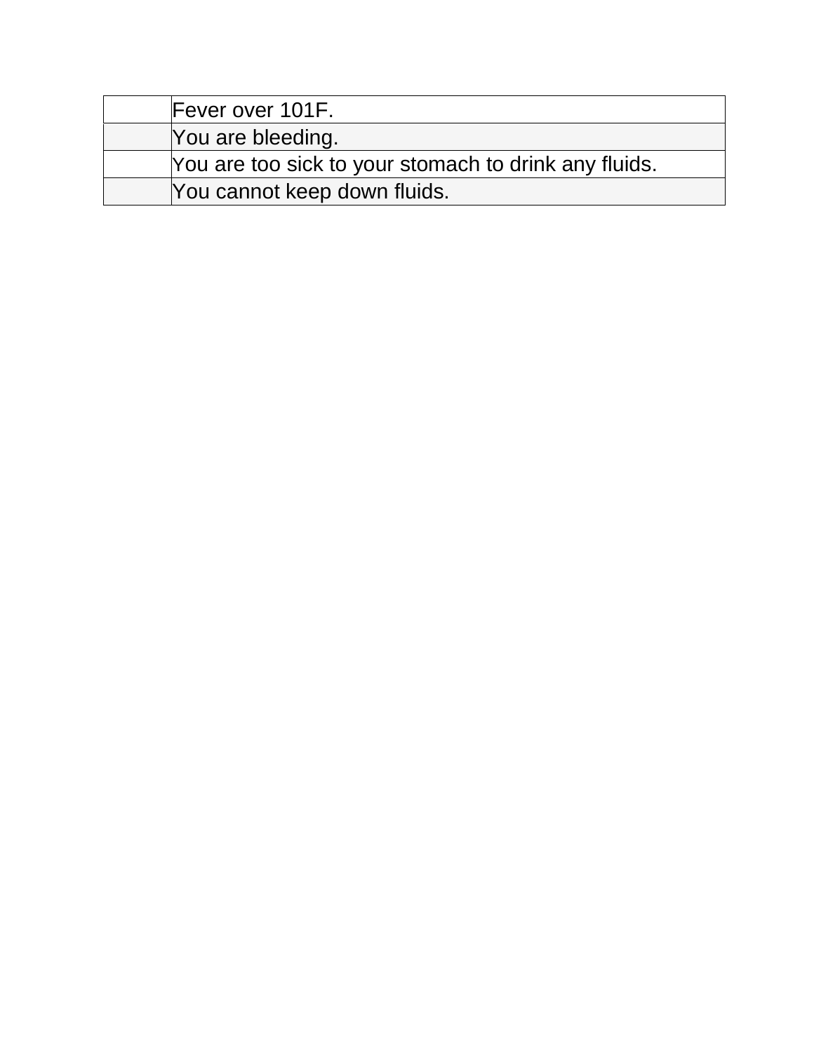| | |
|---|---|
| | Fever over 101F. |
| | You are bleeding. |
| | You are too sick to your stomach to drink any fluids. |
| | You cannot keep down fluids. |